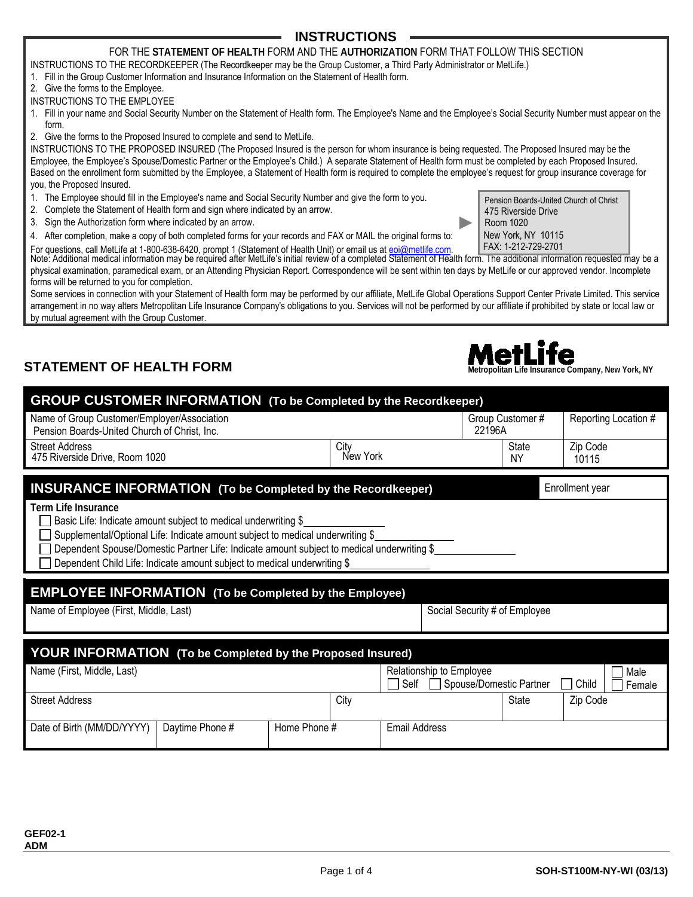## INSTRUCTIONS

FOR THE **STATEMENT OF HEALTH** FORM AND THE **AUTHORIZATION** FORM THAT FOLLOW THIS SECTION

INSTRUCTIONS TO THE RECORDKEEPER (The Recordkeeper may be the Group Customer, a Third Party Administrator or MetLife.)

1. Fill in the Group Customer Information and Insurance Information on the Statement of Health form.
2. Give the forms to the Employee.

INSTRUCTIONS TO THE EMPLOYEE

1. Fill in your name and Social Security Number on the Statement of Health form. The Employee's Name and the Employee's Social Security Number must appear on the form.
2. Give the forms to the Proposed Insured to complete and send to MetLife.

INSTRUCTIONS TO THE PROPOSED INSURED (The Proposed Insured is the person for whom insurance is being requested. The Proposed Insured may be the Employee, the Employee's Spouse/Domestic Partner or the Employee's Child.) A separate Statement of Health form must be completed by each Proposed Insured. Based on the enrollment form submitted by the Employee, a Statement of Health form is required to complete the employee's request for group insurance coverage for you, the Proposed Insured.

1. The Employee should fill in the Employee's name and Social Security Number and give the form to you.
2. Complete the Statement of Health form and sign where indicated by an arrow.
3. Sign the Authorization form where indicated by an arrow.
4. After completion, make a copy of both completed forms for your records and FAX or MAIL the original forms to:

Pension Boards-United Church of Christ
475 Riverside Drive
Room 1020
New York, NY 10115
FAX: 1-212-729-2701

For questions, call MetLife at 1-800-638-6420, prompt 1 (Statement of Health Unit) or email us at eoi@metlife.com.

Note: Additional medical information may be required after MetLife's initial review of a completed Statement of Health form. The additional information requested may be a physical examination, paramedical exam, or an Attending Physician Report. Correspondence will be sent within ten days by MetLife or our approved vendor. Incomplete forms will be returned to you for completion.

Some services in connection with your Statement of Health form may be performed by our affiliate, MetLife Global Operations Support Center Private Limited. This service arrangement in no way alters Metropolitan Life Insurance Company's obligations to you. Services will not be performed by our affiliate if prohibited by state or local law or by mutual agreement with the Group Customer.

# STATEMENT OF HEALTH FORM

**MetLife**
Metropolitan Life Insurance Company, New York, NY

## GROUP CUSTOMER INFORMATION (To be Completed by the Recordkeeper)

| Name of Group Customer/Employer/Association | | Group Customer # | | Reporting Location # |
|---|---|---|---|---|
| Pension Boards-United Church of Christ, Inc. | | 22196A | | |
| **Street Address** | **City** | | **State** | **Zip Code** |
| 475 Riverside Drive, Room 1020 | New York | | NY | 10115 |

## INSURANCE INFORMATION (To be Completed by the Recordkeeper)

Enrollment year

**Term Life Insurance**

- ☐ Basic Life: Indicate amount subject to medical underwriting $\_\_\_\_\_\_\_\_\_\_
- ☐ Supplemental/Optional Life: Indicate amount subject to medical underwriting $\_\_\_\_\_\_\_\_\_\_
- ☐ Dependent Spouse/Domestic Partner Life: Indicate amount subject to medical underwriting $\_\_\_\_\_\_\_\_\_\_
- ☐ Dependent Child Life: Indicate amount subject to medical underwriting $\_\_\_\_\_\_\_\_\_\_

## EMPLOYEE INFORMATION (To be Completed by the Employee)

| Name of Employee (First, Middle, Last) | Social Security # of Employee |
|---|---|
| | |

## YOUR INFORMATION (To be Completed by the Proposed Insured)

| Name (First, Middle, Last) | | | Relationship to Employee<br>☐ Self ☐ Spouse/Domestic Partner ☐ Child | | ☐ Male<br>☐ Female |
|---|---|---|---|---|---|
| **Street Address** | | **City** | | **State** | **Zip Code** |
| **Date of Birth (MM/DD/YYYY)** | **Daytime Phone #** | **Home Phone #** | **Email Address** | | |

GEF02-1
ADM

SOH-ST100M-NY-WI (03/13)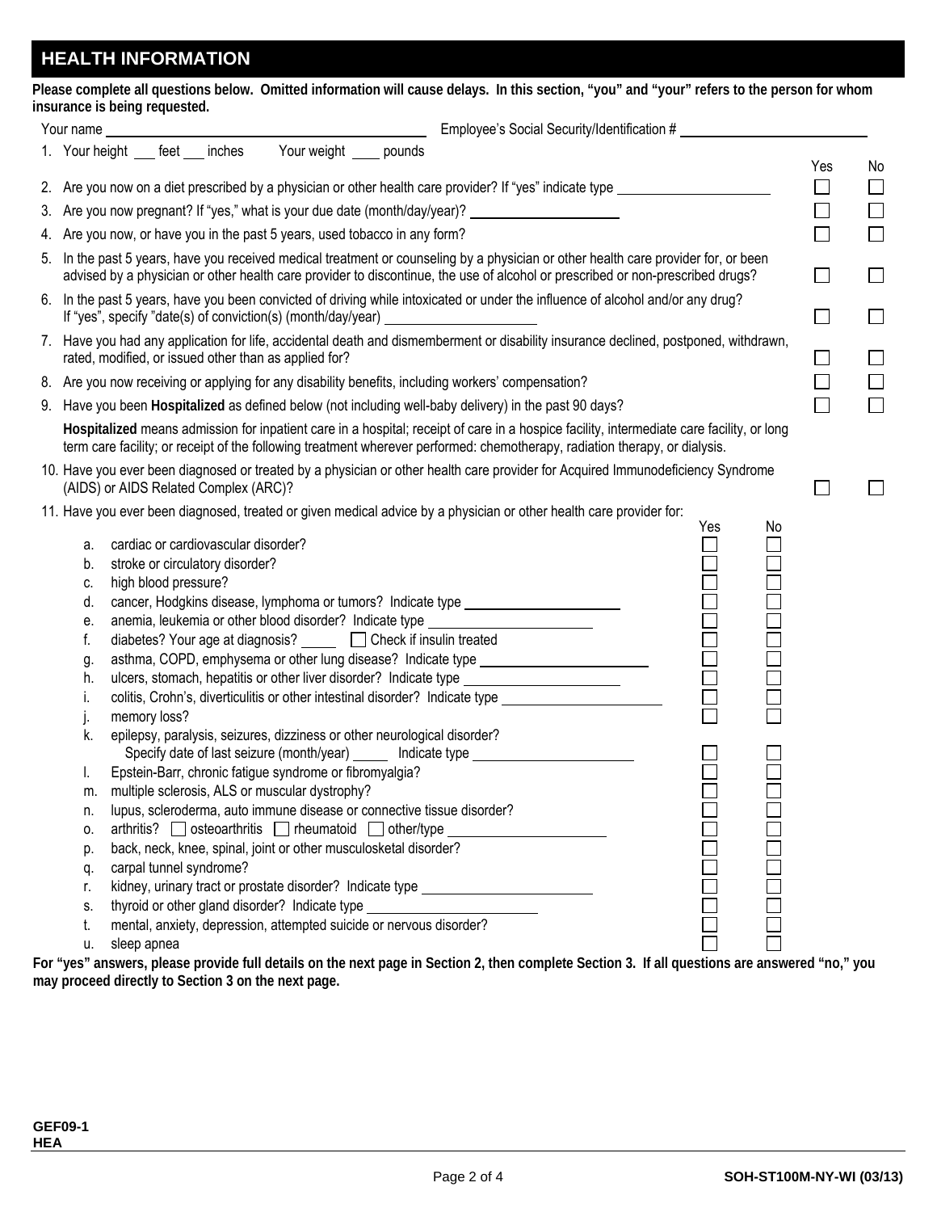## HEALTH INFORMATION

**Please complete all questions below. Omitted information will cause delays. In this section, "you" and "your" refers to the person for whom insurance is being requested.**

Your name ______________________ Employee's Social Security/Identification # ______________________

1. Your height ___ feet ___ inches  Your weight ____ pounds

| Question | Yes | No |
|---|---|---|
| 2. Are you now on a diet prescribed by a physician or other health care provider? If "yes" indicate type ______________ | ☐ | ☐ |
| 3. Are you now pregnant? If "yes," what is your due date (month/day/year)? ______________ | ☐ | ☐ |
| 4. Are you now, or have you in the past 5 years, used tobacco in any form? | ☐ | ☐ |
| 5. In the past 5 years, have you received medical treatment or counseling by a physician or other health care provider for, or been advised by a physician or other health care provider to discontinue, the use of alcohol or prescribed or non-prescribed drugs? | ☐ | ☐ |
| 6. In the past 5 years, have you been convicted of driving while intoxicated or under the influence of alcohol and/or any drug? If "yes", specify "date(s) of conviction(s) (month/day/year) ______________ | ☐ | ☐ |
| 7. Have you had any application for life, accidental death and dismemberment or disability insurance declined, postponed, withdrawn, rated, modified, or issued other than as applied for? | ☐ | ☐ |
| 8. Are you now receiving or applying for any disability benefits, including workers' compensation? | ☐ | ☐ |
| 9. Have you been **Hospitalized** as defined below (not including well-baby delivery) in the past 90 days? | ☐ | ☐ |

**Hospitalized** means admission for inpatient care in a hospital; receipt of care in a hospice facility, intermediate care facility, or long term care facility; or receipt of the following treatment wherever performed: chemotherapy, radiation therapy, or dialysis.

| Question | Yes | No |
|---|---|---|
| 10. Have you ever been diagnosed or treated by a physician or other health care provider for Acquired Immunodeficiency Syndrome (AIDS) or AIDS Related Complex (ARC)? | ☐ | ☐ |

11. Have you ever been diagnosed, treated or given medical advice by a physician or other health care provider for:

| Condition | Yes | No |
|---|---|---|
| a. cardiac or cardiovascular disorder? | ☐ | ☐ |
| b. stroke or circulatory disorder? | ☐ | ☐ |
| c. high blood pressure? | ☐ | ☐ |
| d. cancer, Hodgkins disease, lymphoma or tumors? Indicate type ______________ | ☐ | ☐ |
| e. anemia, leukemia or other blood disorder? Indicate type ______________ | ☐ | ☐ |
| f. diabetes? Your age at diagnosis? _____ ☐ Check if insulin treated | ☐ | ☐ |
| g. asthma, COPD, emphysema or other lung disease? Indicate type ______________ | ☐ | ☐ |
| h. ulcers, stomach, hepatitis or other liver disorder? Indicate type ______________ | ☐ | ☐ |
| i. colitis, Crohn's, diverticulitis or other intestinal disorder? Indicate type ______________ | ☐ | ☐ |
| j. memory loss? | ☐ | ☐ |
| k. epilepsy, paralysis, seizures, dizziness or other neurological disorder? Specify date of last seizure (month/year) _____ Indicate type ______________ | ☐ | ☐ |
| l. Epstein-Barr, chronic fatigue syndrome or fibromyalgia? | ☐ | ☐ |
| m. multiple sclerosis, ALS or muscular dystrophy? | ☐ | ☐ |
| n. lupus, scleroderma, auto immune disease or connective tissue disorder? | ☐ | ☐ |
| o. arthritis? ☐ osteoarthritis ☐ rheumatoid ☐ other/type ______________ | ☐ | ☐ |
| p. back, neck, knee, spinal, joint or other musculoskeletal disorder? | ☐ | ☐ |
| q. carpal tunnel syndrome? | ☐ | ☐ |
| r. kidney, urinary tract or prostate disorder? Indicate type ______________ | ☐ | ☐ |
| s. thyroid or other gland disorder? Indicate type ______________ | ☐ | ☐ |
| t. mental, anxiety, depression, attempted suicide or nervous disorder? | ☐ | ☐ |
| u. sleep apnea | ☐ | ☐ |

**For "yes" answers, please provide full details on the next page in Section 2, then complete Section 3. If all questions are answered "no," you may proceed directly to Section 3 on the next page.**

**GEF09-1**
**HEA**

SOH-ST100M-NY-WI (03/13)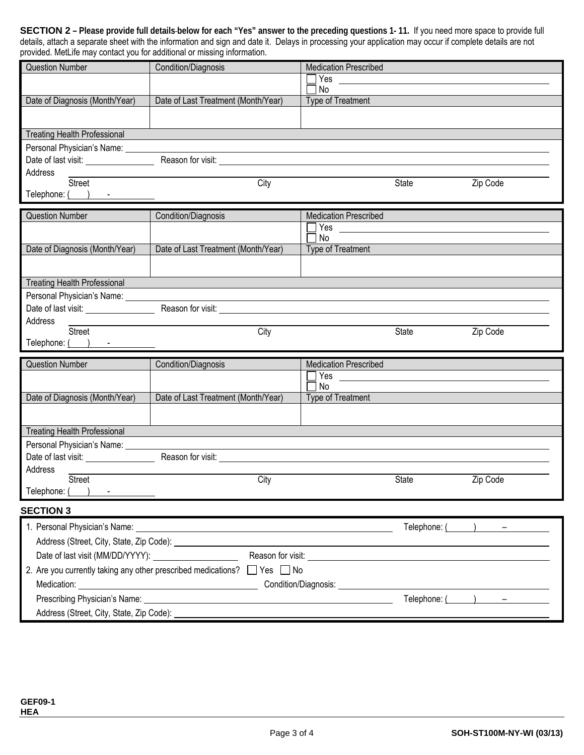**SECTION 2 – Please provide full details below for each "Yes" answer to the preceding questions 1- 11.** If you need more space to provide full details, attach a separate sheet with the information and sign and date it. Delays in processing your application may occur if complete details are not provided. MetLife may contact you for additional or missing information.

| Question Number | Condition/Diagnosis | Medication Prescribed |
|---|---|---|
| | | ☐ Yes \_\_\_\_\_\_\_\_\_\_<br>☐ No |
| **Date of Diagnosis (Month/Year)** | **Date of Last Treatment (Month/Year)** | **Type of Treatment** |
| | | |

**Treating Health Professional**

Personal Physician's Name: \_\_\_\_\_\_\_\_\_\_

Date of last visit: \_\_\_\_\_\_\_\_\_\_ Reason for visit: \_\_\_\_\_\_\_\_\_\_

Address \_\_\_\_\_\_\_\_\_\_
Street City State Zip Code

Telephone: (    )    -

| Question Number | Condition/Diagnosis | Medication Prescribed |
|---|---|---|
| | | ☐ Yes \_\_\_\_\_\_\_\_\_\_<br>☐ No |
| **Date of Diagnosis (Month/Year)** | **Date of Last Treatment (Month/Year)** | **Type of Treatment** |
| | | |

**Treating Health Professional**

Personal Physician's Name: \_\_\_\_\_\_\_\_\_\_

Date of last visit: \_\_\_\_\_\_\_\_\_\_ Reason for visit: \_\_\_\_\_\_\_\_\_\_

Address \_\_\_\_\_\_\_\_\_\_
Street City State Zip Code

Telephone: (    )    -

| Question Number | Condition/Diagnosis | Medication Prescribed |
|---|---|---|
| | | ☐ Yes \_\_\_\_\_\_\_\_\_\_<br>☐ No |
| **Date of Diagnosis (Month/Year)** | **Date of Last Treatment (Month/Year)** | **Type of Treatment** |
| | | |

**Treating Health Professional**

Personal Physician's Name: \_\_\_\_\_\_\_\_\_\_

Date of last visit: \_\_\_\_\_\_\_\_\_\_ Reason for visit: \_\_\_\_\_\_\_\_\_\_

Address \_\_\_\_\_\_\_\_\_\_
Street City State Zip Code

Telephone: (    )    -

## SECTION 3

1. Personal Physician's Name: \_\_\_\_\_\_\_\_\_\_ Telephone: (    )    –

   Address (Street, City, State, Zip Code): \_\_\_\_\_\_\_\_\_\_

   Date of last visit (MM/DD/YYYY): \_\_\_\_\_\_\_\_\_\_ Reason for visit: \_\_\_\_\_\_\_\_\_\_

2. Are you currently taking any other prescribed medications? ☐ Yes ☐ No

   Medication: \_\_\_\_\_\_\_\_\_\_ Condition/Diagnosis: \_\_\_\_\_\_\_\_\_\_

   Prescribing Physician's Name: \_\_\_\_\_\_\_\_\_\_ Telephone: (    )    –

   Address (Street, City, State, Zip Code): \_\_\_\_\_\_\_\_\_\_

GEF09-1
HEA

SOH-ST100M-NY-WI (03/13)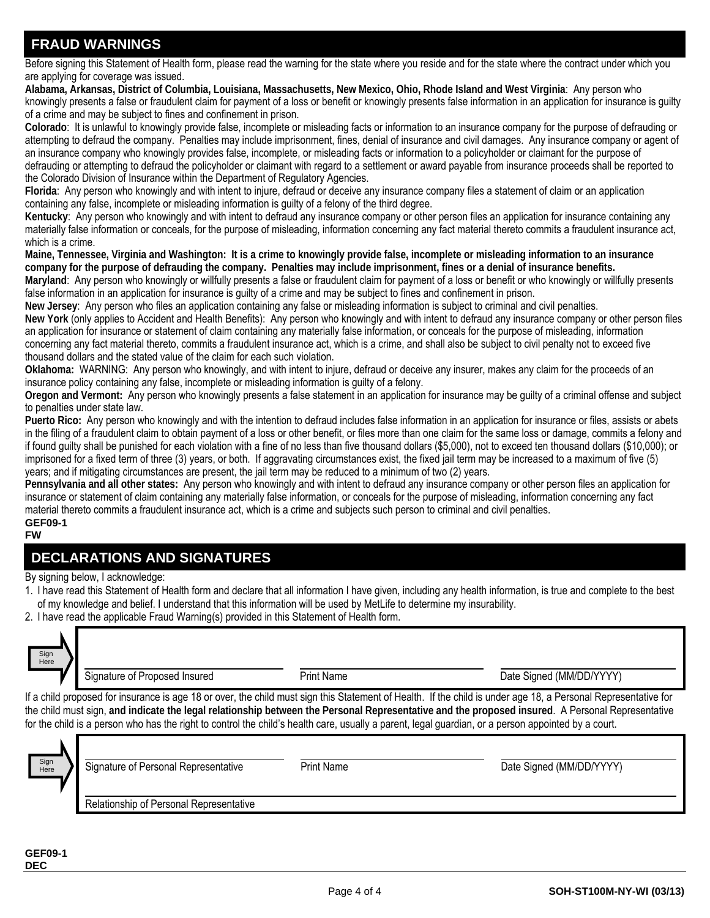## FRAUD WARNINGS

Before signing this Statement of Health form, please read the warning for the state where you reside and for the state where the contract under which you are applying for coverage was issued.

**Alabama, Arkansas, District of Columbia, Louisiana, Massachusetts, New Mexico, Ohio, Rhode Island and West Virginia**: Any person who knowingly presents a false or fraudulent claim for payment of a loss or benefit or knowingly presents false information in an application for insurance is guilty of a crime and may be subject to fines and confinement in prison.

**Colorado**: It is unlawful to knowingly provide false, incomplete or misleading facts or information to an insurance company for the purpose of defrauding or attempting to defraud the company. Penalties may include imprisonment, fines, denial of insurance and civil damages. Any insurance company or agent of an insurance company who knowingly provides false, incomplete, or misleading facts or information to a policyholder or claimant for the purpose of defrauding or attempting to defraud the policyholder or claimant with regard to a settlement or award payable from insurance proceeds shall be reported to the Colorado Division of Insurance within the Department of Regulatory Agencies.

**Florida**: Any person who knowingly and with intent to injure, defraud or deceive any insurance company files a statement of claim or an application containing any false, incomplete or misleading information is guilty of a felony of the third degree.

**Kentucky**: Any person who knowingly and with intent to defraud any insurance company or other person files an application for insurance containing any materially false information or conceals, for the purpose of misleading, information concerning any fact material thereto commits a fraudulent insurance act, which is a crime.

**Maine, Tennessee, Virginia and Washington: It is a crime to knowingly provide false, incomplete or misleading information to an insurance company for the purpose of defrauding the company. Penalties may include imprisonment, fines or a denial of insurance benefits.**

**Maryland**: Any person who knowingly or willfully presents a false or fraudulent claim for payment of a loss or benefit or who knowingly or willfully presents false information in an application for insurance is guilty of a crime and may be subject to fines and confinement in prison.

**New Jersey**: Any person who files an application containing any false or misleading information is subject to criminal and civil penalties.

**New York** (only applies to Accident and Health Benefits): Any person who knowingly and with intent to defraud any insurance company or other person files an application for insurance or statement of claim containing any materially false information, or conceals for the purpose of misleading, information concerning any fact material thereto, commits a fraudulent insurance act, which is a crime, and shall also be subject to civil penalty not to exceed five thousand dollars and the stated value of the claim for each such violation.

**Oklahoma:** WARNING: Any person who knowingly, and with intent to injure, defraud or deceive any insurer, makes any claim for the proceeds of an insurance policy containing any false, incomplete or misleading information is guilty of a felony.

**Oregon and Vermont:** Any person who knowingly presents a false statement in an application for insurance may be guilty of a criminal offense and subject to penalties under state law.

**Puerto Rico:** Any person who knowingly and with the intention to defraud includes false information in an application for insurance or files, assists or abets in the filing of a fraudulent claim to obtain payment of a loss or other benefit, or files more than one claim for the same loss or damage, commits a felony and if found guilty shall be punished for each violation with a fine of no less than five thousand dollars ($5,000), not to exceed ten thousand dollars ($10,000); or imprisoned for a fixed term of three (3) years, or both. If aggravating circumstances exist, the fixed jail term may be increased to a maximum of five (5) years; and if mitigating circumstances are present, the jail term may be reduced to a minimum of two (2) years.

**Pennsylvania and all other states:** Any person who knowingly and with intent to defraud any insurance company or other person files an application for insurance or statement of claim containing any materially false information, or conceals for the purpose of misleading, information concerning any fact material thereto commits a fraudulent insurance act, which is a crime and subjects such person to criminal and civil penalties.

**GEF09-1**
**FW**

## DECLARATIONS AND SIGNATURES

By signing below, I acknowledge:

1. I have read this Statement of Health form and declare that all information I have given, including any health information, is true and complete to the best of my knowledge and belief. I understand that this information will be used by MetLife to determine my insurability.
2. I have read the applicable Fraud Warning(s) provided in this Statement of Health form.

Sign Here

| Signature of Proposed Insured | Print Name | Date Signed (MM/DD/YYYY) |
|---|---|---|
| | | |

If a child proposed for insurance is age 18 or over, the child must sign this Statement of Health. If the child is under age 18, a Personal Representative for the child must sign, **and indicate the legal relationship between the Personal Representative and the proposed insured**. A Personal Representative for the child is a person who has the right to control the child's health care, usually a parent, legal guardian, or a person appointed by a court.

Sign Here

| Signature of Personal Representative | Print Name | Date Signed (MM/DD/YYYY) |
|---|---|---|
| | | |

Relationship of Personal Representative

**GEF09-1**
**DEC**

**SOH-ST100M-NY-WI (03/13)**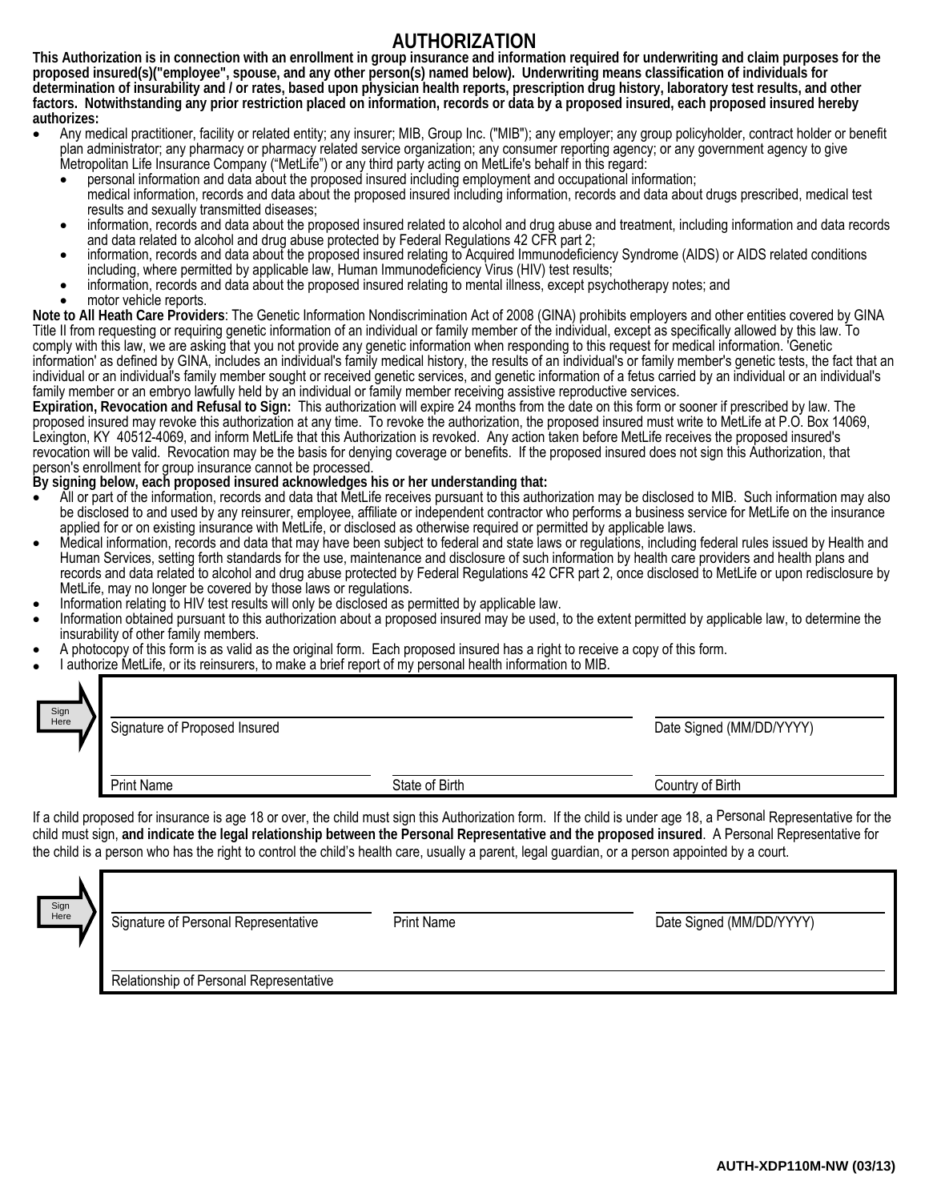# AUTHORIZATION

**This Authorization is in connection with an enrollment in group insurance and information required for underwriting and claim purposes for the proposed insured(s)("employee", spouse, and any other person(s) named below). Underwriting means classification of individuals for determination of insurability and / or rates, based upon physician health reports, prescription drug history, laboratory test results, and other factors. Notwithstanding any prior restriction placed on information, records or data by a proposed insured, each proposed insured hereby authorizes:**

- Any medical practitioner, facility or related entity; any insurer; MIB, Group Inc. ("MIB"); any employer; any group policyholder, contract holder or benefit plan administrator; any pharmacy or pharmacy related service organization; any consumer reporting agency; or any government agency to give Metropolitan Life Insurance Company ("MetLife") or any third party acting on MetLife's behalf in this regard:
  - personal information and data about the proposed insured including employment and occupational information;
    medical information, records and data about the proposed insured including information, records and data about drugs prescribed, medical test results and sexually transmitted diseases;
  - information, records and data about the proposed insured related to alcohol and drug abuse and treatment, including information and data records and data related to alcohol and drug abuse protected by Federal Regulations 42 CFR part 2;
  - information, records and data about the proposed insured relating to Acquired Immunodeficiency Syndrome (AIDS) or AIDS related conditions including, where permitted by applicable law, Human Immunodeficiency Virus (HIV) test results;
  - information, records and data about the proposed insured relating to mental illness, except psychotherapy notes; and
  - motor vehicle reports.

**Note to All Heath Care Providers**: The Genetic Information Nondiscrimination Act of 2008 (GINA) prohibits employers and other entities covered by GINA Title II from requesting or requiring genetic information of an individual or family member of the individual, except as specifically allowed by this law. To comply with this law, we are asking that you not provide any genetic information when responding to this request for medical information. 'Genetic information' as defined by GINA, includes an individual's family medical history, the results of an individual's or family member's genetic tests, the fact that an individual or an individual's family member sought or received genetic services, and genetic information of a fetus carried by an individual or an individual's family member or an embryo lawfully held by an individual or family member receiving assistive reproductive services.

**Expiration, Revocation and Refusal to Sign:** This authorization will expire 24 months from the date on this form or sooner if prescribed by law. The proposed insured may revoke this authorization at any time. To revoke the authorization, the proposed insured must write to MetLife at P.O. Box 14069, Lexington, KY 40512-4069, and inform MetLife that this Authorization is revoked. Any action taken before MetLife receives the proposed insured's revocation will be valid. Revocation may be the basis for denying coverage or benefits. If the proposed insured does not sign this Authorization, that person's enrollment for group insurance cannot be processed.

**By signing below, each proposed insured acknowledges his or her understanding that:**

- All or part of the information, records and data that MetLife receives pursuant to this authorization may be disclosed to MIB. Such information may also be disclosed to and used by any reinsurer, employee, affiliate or independent contractor who performs a business service for MetLife on the insurance applied for or on existing insurance with MetLife, or disclosed as otherwise required or permitted by applicable laws.
- Medical information, records and data that may have been subject to federal and state laws or regulations, including federal rules issued by Health and Human Services, setting forth standards for the use, maintenance and disclosure of such information by health care providers and health plans and records and data related to alcohol and drug abuse protected by Federal Regulations 42 CFR part 2, once disclosed to MetLife or upon redisclosure by MetLife, may no longer be covered by those laws or regulations.
- Information relating to HIV test results will only be disclosed as permitted by applicable law.
- Information obtained pursuant to this authorization about a proposed insured may be used, to the extent permitted by applicable law, to determine the insurability of other family members.
- A photocopy of this form is as valid as the original form. Each proposed insured has a right to receive a copy of this form.
- I authorize MetLife, or its reinsurers, to make a brief report of my personal health information to MIB.

Sign Here

Signature of Proposed Insured ______________________ Date Signed (MM/DD/YYYY) ______________________

Print Name ______________________ State of Birth ______________________ Country of Birth ______________________

If a child proposed for insurance is age 18 or over, the child must sign this Authorization form. If the child is under age 18, a Personal Representative for the child must sign, **and indicate the legal relationship between the Personal Representative and the proposed insured**. A Personal Representative for the child is a person who has the right to control the child's health care, usually a parent, legal guardian, or a person appointed by a court.

Sign Here

Signature of Personal Representative ______________________ Print Name ______________________ Date Signed (MM/DD/YYYY) ______________________

Relationship of Personal Representative ______________________

AUTH-XDP110M-NW (03/13)